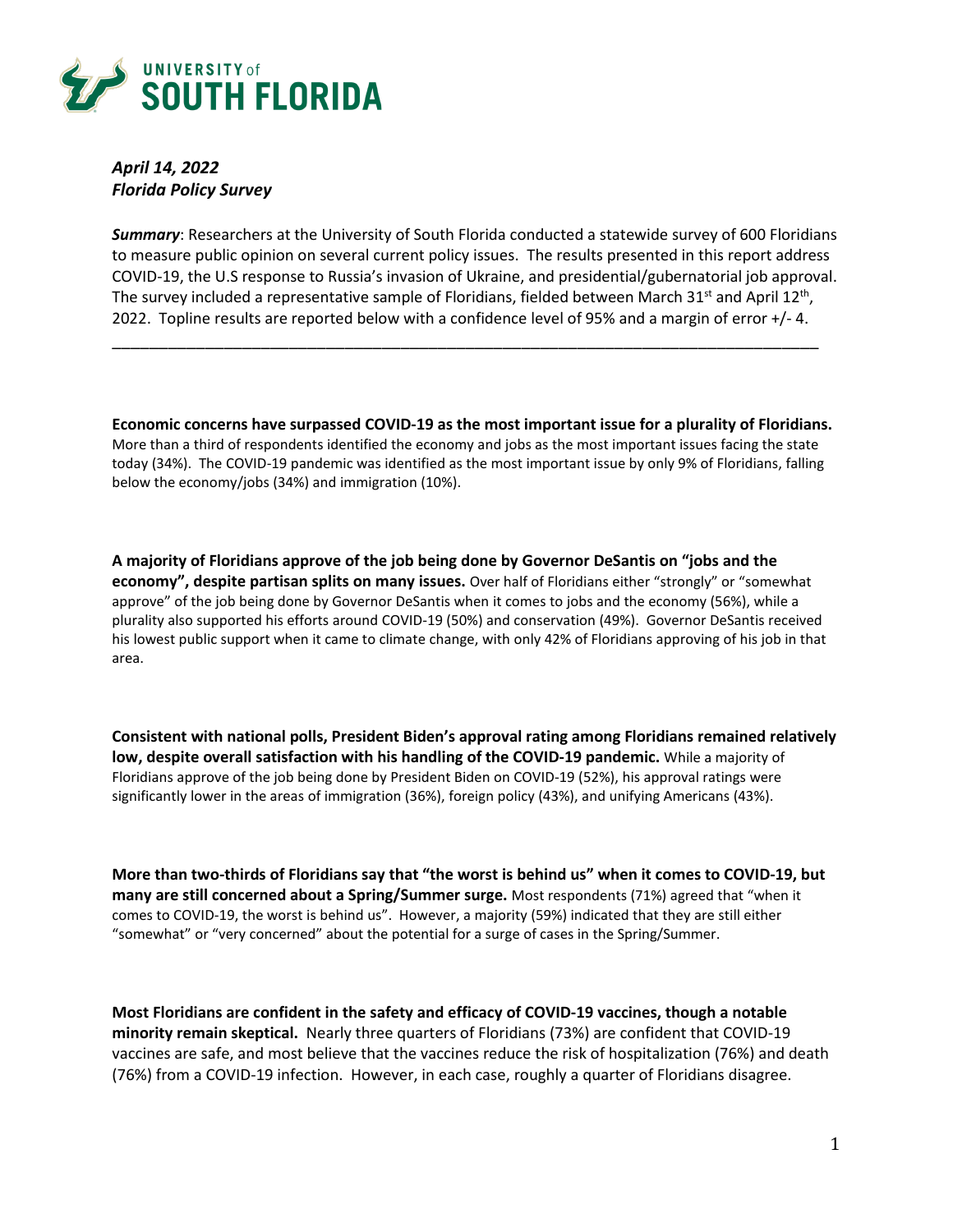**UNIVERSITY of SOUTH FLORIDA**

***April 14, 2022***
***Florida Policy Survey***

***Summary***: Researchers at the University of South Florida conducted a statewide survey of 600 Floridians to measure public opinion on several current policy issues. The results presented in this report address COVID-19, the U.S response to Russia's invasion of Ukraine, and presidential/gubernatorial job approval. The survey included a representative sample of Floridians, fielded between March 31st and April 12th, 2022. Topline results are reported below with a confidence level of 95% and a margin of error +/- 4.

---

**Economic concerns have surpassed COVID-19 as the most important issue for a plurality of Floridians.** More than a third of respondents identified the economy and jobs as the most important issues facing the state today (34%). The COVID-19 pandemic was identified as the most important issue by only 9% of Floridians, falling below the economy/jobs (34%) and immigration (10%).

**A majority of Floridians approve of the job being done by Governor DeSantis on "jobs and the economy", despite partisan splits on many issues.** Over half of Floridians either "strongly" or "somewhat approve" of the job being done by Governor DeSantis when it comes to jobs and the economy (56%), while a plurality also supported his efforts around COVID-19 (50%) and conservation (49%). Governor DeSantis received his lowest public support when it came to climate change, with only 42% of Floridians approving of his job in that area.

**Consistent with national polls, President Biden's approval rating among Floridians remained relatively low, despite overall satisfaction with his handling of the COVID-19 pandemic.** While a majority of Floridians approve of the job being done by President Biden on COVID-19 (52%), his approval ratings were significantly lower in the areas of immigration (36%), foreign policy (43%), and unifying Americans (43%).

**More than two-thirds of Floridians say that "the worst is behind us" when it comes to COVID-19, but many are still concerned about a Spring/Summer surge.** Most respondents (71%) agreed that "when it comes to COVID-19, the worst is behind us". However, a majority (59%) indicated that they are still either "somewhat" or "very concerned" about the potential for a surge of cases in the Spring/Summer.

**Most Floridians are confident in the safety and efficacy of COVID-19 vaccines, though a notable minority remain skeptical.** Nearly three quarters of Floridians (73%) are confident that COVID-19 vaccines are safe, and most believe that the vaccines reduce the risk of hospitalization (76%) and death (76%) from a COVID-19 infection. However, in each case, roughly a quarter of Floridians disagree.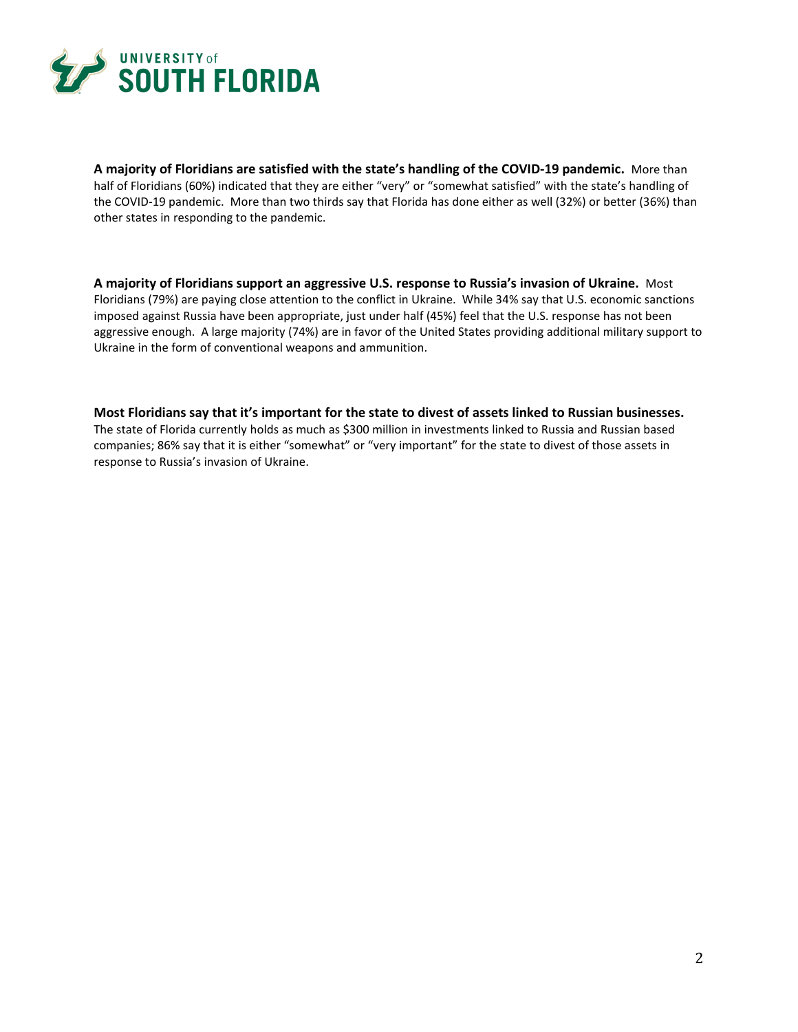**A majority of Floridians are satisfied with the state's handling of the COVID-19 pandemic.** More than half of Floridians (60%) indicated that they are either "very" or "somewhat satisfied" with the state's handling of the COVID-19 pandemic. More than two thirds say that Florida has done either as well (32%) or better (36%) than other states in responding to the pandemic.

**A majority of Floridians support an aggressive U.S. response to Russia's invasion of Ukraine.** Most Floridians (79%) are paying close attention to the conflict in Ukraine. While 34% say that U.S. economic sanctions imposed against Russia have been appropriate, just under half (45%) feel that the U.S. response has not been aggressive enough. A large majority (74%) are in favor of the United States providing additional military support to Ukraine in the form of conventional weapons and ammunition.

**Most Floridians say that it's important for the state to divest of assets linked to Russian businesses.** The state of Florida currently holds as much as $300 million in investments linked to Russia and Russian based companies; 86% say that it is either "somewhat" or "very important" for the state to divest of those assets in response to Russia's invasion of Ukraine.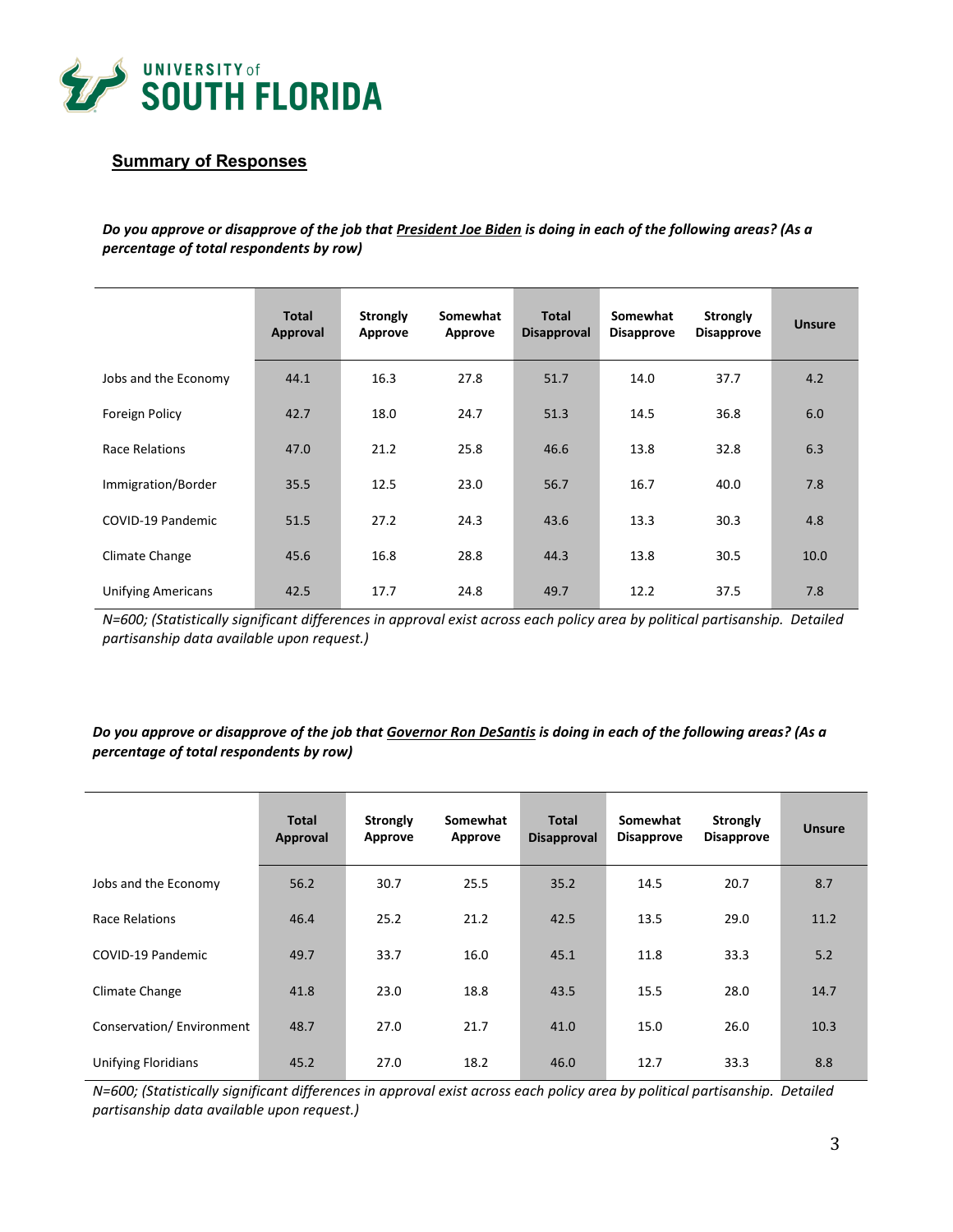## Summary of Responses

***Do you approve or disapprove of the job that President Joe Biden is doing in each of the following areas? (As a percentage of total respondents by row)***

| | Total Approval | Strongly Approve | Somewhat Approve | Total Disapproval | Somewhat Disapprove | Strongly Disapprove | Unsure |
|---|---|---|---|---|---|---|---|
| Jobs and the Economy | 44.1 | 16.3 | 27.8 | 51.7 | 14.0 | 37.7 | 4.2 |
| Foreign Policy | 42.7 | 18.0 | 24.7 | 51.3 | 14.5 | 36.8 | 6.0 |
| Race Relations | 47.0 | 21.2 | 25.8 | 46.6 | 13.8 | 32.8 | 6.3 |
| Immigration/Border | 35.5 | 12.5 | 23.0 | 56.7 | 16.7 | 40.0 | 7.8 |
| COVID-19 Pandemic | 51.5 | 27.2 | 24.3 | 43.6 | 13.3 | 30.3 | 4.8 |
| Climate Change | 45.6 | 16.8 | 28.8 | 44.3 | 13.8 | 30.5 | 10.0 |
| Unifying Americans | 42.5 | 17.7 | 24.8 | 49.7 | 12.2 | 37.5 | 7.8 |

*N=600; (Statistically significant differences in approval exist across each policy area by political partisanship. Detailed partisanship data available upon request.)*

***Do you approve or disapprove of the job that Governor Ron DeSantis is doing in each of the following areas? (As a percentage of total respondents by row)***

| | Total Approval | Strongly Approve | Somewhat Approve | Total Disapproval | Somewhat Disapprove | Strongly Disapprove | Unsure |
|---|---|---|---|---|---|---|---|
| Jobs and the Economy | 56.2 | 30.7 | 25.5 | 35.2 | 14.5 | 20.7 | 8.7 |
| Race Relations | 46.4 | 25.2 | 21.2 | 42.5 | 13.5 | 29.0 | 11.2 |
| COVID-19 Pandemic | 49.7 | 33.7 | 16.0 | 45.1 | 11.8 | 33.3 | 5.2 |
| Climate Change | 41.8 | 23.0 | 18.8 | 43.5 | 15.5 | 28.0 | 14.7 |
| Conservation/ Environment | 48.7 | 27.0 | 21.7 | 41.0 | 15.0 | 26.0 | 10.3 |
| Unifying Floridians | 45.2 | 27.0 | 18.2 | 46.0 | 12.7 | 33.3 | 8.8 |

*N=600; (Statistically significant differences in approval exist across each policy area by political partisanship. Detailed partisanship data available upon request.)*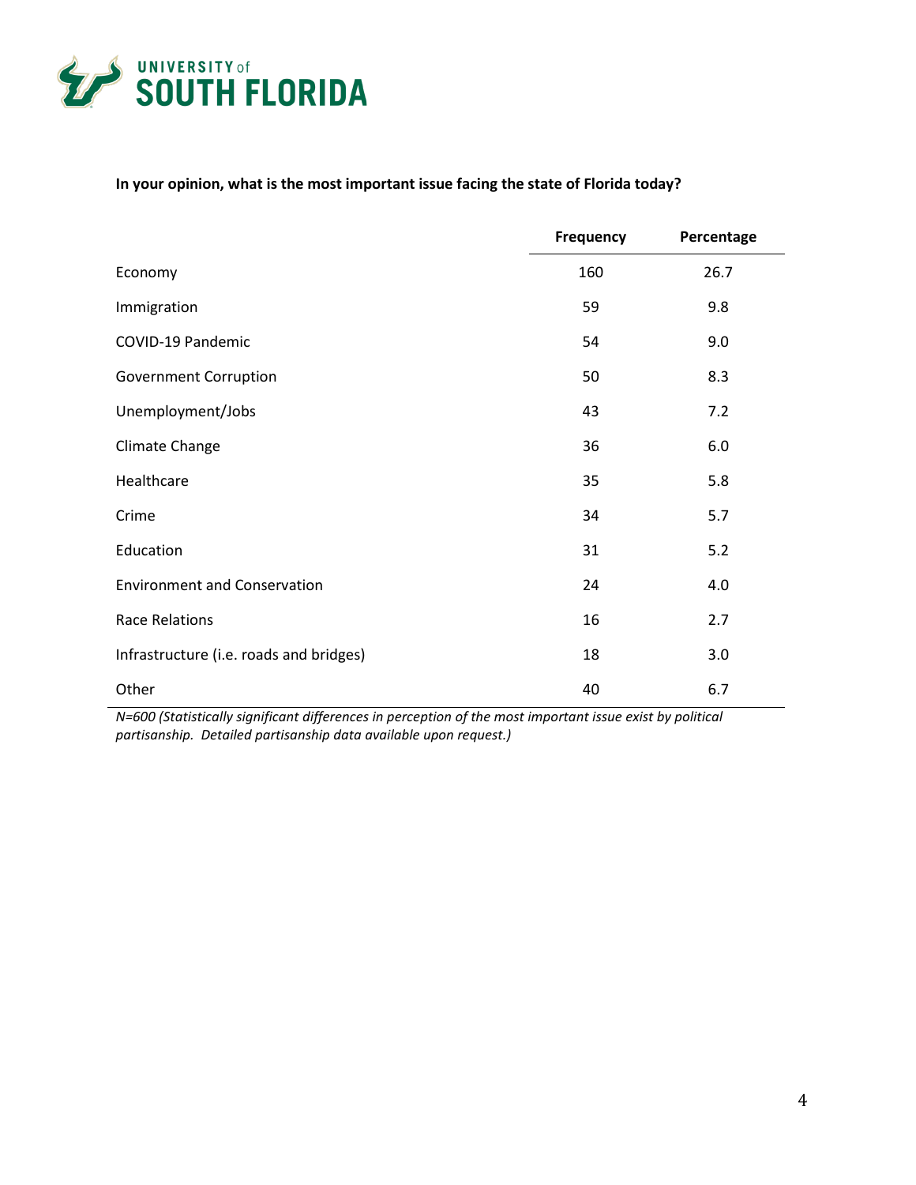**In your opinion, what is the most important issue facing the state of Florida today?**

| | Frequency | Percentage |
|---|---|---|
| Economy | 160 | 26.7 |
| Immigration | 59 | 9.8 |
| COVID-19 Pandemic | 54 | 9.0 |
| Government Corruption | 50 | 8.3 |
| Unemployment/Jobs | 43 | 7.2 |
| Climate Change | 36 | 6.0 |
| Healthcare | 35 | 5.8 |
| Crime | 34 | 5.7 |
| Education | 31 | 5.2 |
| Environment and Conservation | 24 | 4.0 |
| Race Relations | 16 | 2.7 |
| Infrastructure (i.e. roads and bridges) | 18 | 3.0 |
| Other | 40 | 6.7 |

*N=600 (Statistically significant differences in perception of the most important issue exist by political partisanship. Detailed partisanship data available upon request.)*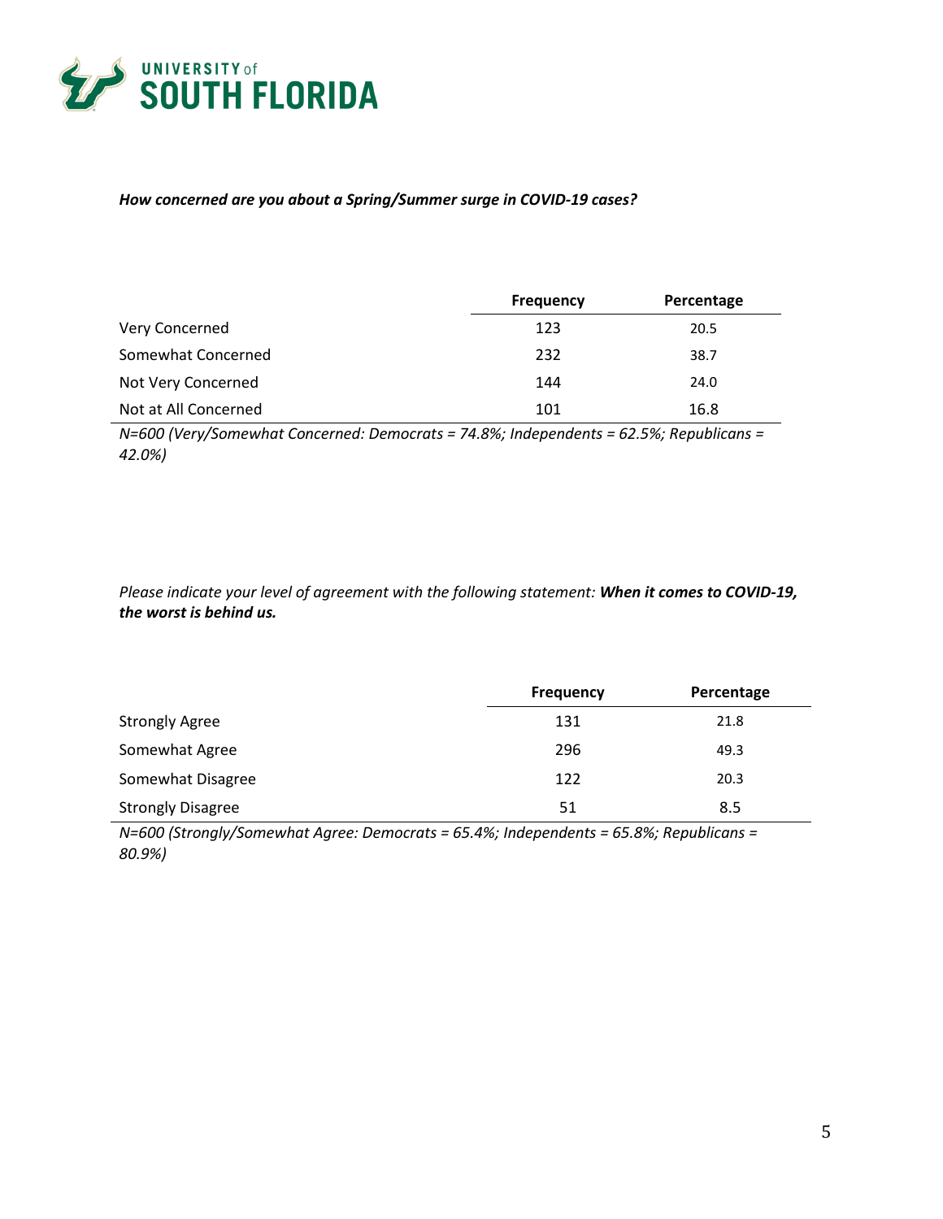*How concerned are you about a Spring/Summer surge in COVID-19 cases?*

| | Frequency | Percentage |
|---|---|---|
| Very Concerned | 123 | 20.5 |
| Somewhat Concerned | 232 | 38.7 |
| Not Very Concerned | 144 | 24.0 |
| Not at All Concerned | 101 | 16.8 |

*N=600 (Very/Somewhat Concerned: Democrats = 74.8%; Independents = 62.5%; Republicans = 42.0%)*

*Please indicate your level of agreement with the following statement:* ***When it comes to COVID-19, the worst is behind us.***

| | Frequency | Percentage |
|---|---|---|
| Strongly Agree | 131 | 21.8 |
| Somewhat Agree | 296 | 49.3 |
| Somewhat Disagree | 122 | 20.3 |
| Strongly Disagree | 51 | 8.5 |

*N=600 (Strongly/Somewhat Agree: Democrats = 65.4%; Independents = 65.8%; Republicans = 80.9%)*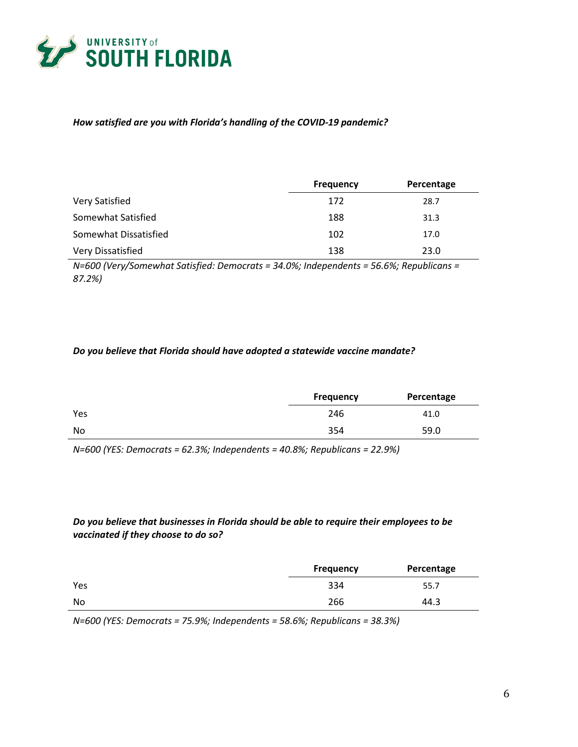***How satisfied are you with Florida's handling of the COVID-19 pandemic?***

| | Frequency | Percentage |
|---|---|---|
| Very Satisfied | 172 | 28.7 |
| Somewhat Satisfied | 188 | 31.3 |
| Somewhat Dissatisfied | 102 | 17.0 |
| Very Dissatisfied | 138 | 23.0 |

*N=600 (Very/Somewhat Satisfied: Democrats = 34.0%; Independents = 56.6%; Republicans = 87.2%)*

***Do you believe that Florida should have adopted a statewide vaccine mandate?***

| | Frequency | Percentage |
|---|---|---|
| Yes | 246 | 41.0 |
| No | 354 | 59.0 |

*N=600 (YES: Democrats = 62.3%; Independents = 40.8%; Republicans = 22.9%)*

***Do you believe that businesses in Florida should be able to require their employees to be vaccinated if they choose to do so?***

| | Frequency | Percentage |
|---|---|---|
| Yes | 334 | 55.7 |
| No | 266 | 44.3 |

*N=600 (YES: Democrats = 75.9%; Independents = 58.6%; Republicans = 38.3%)*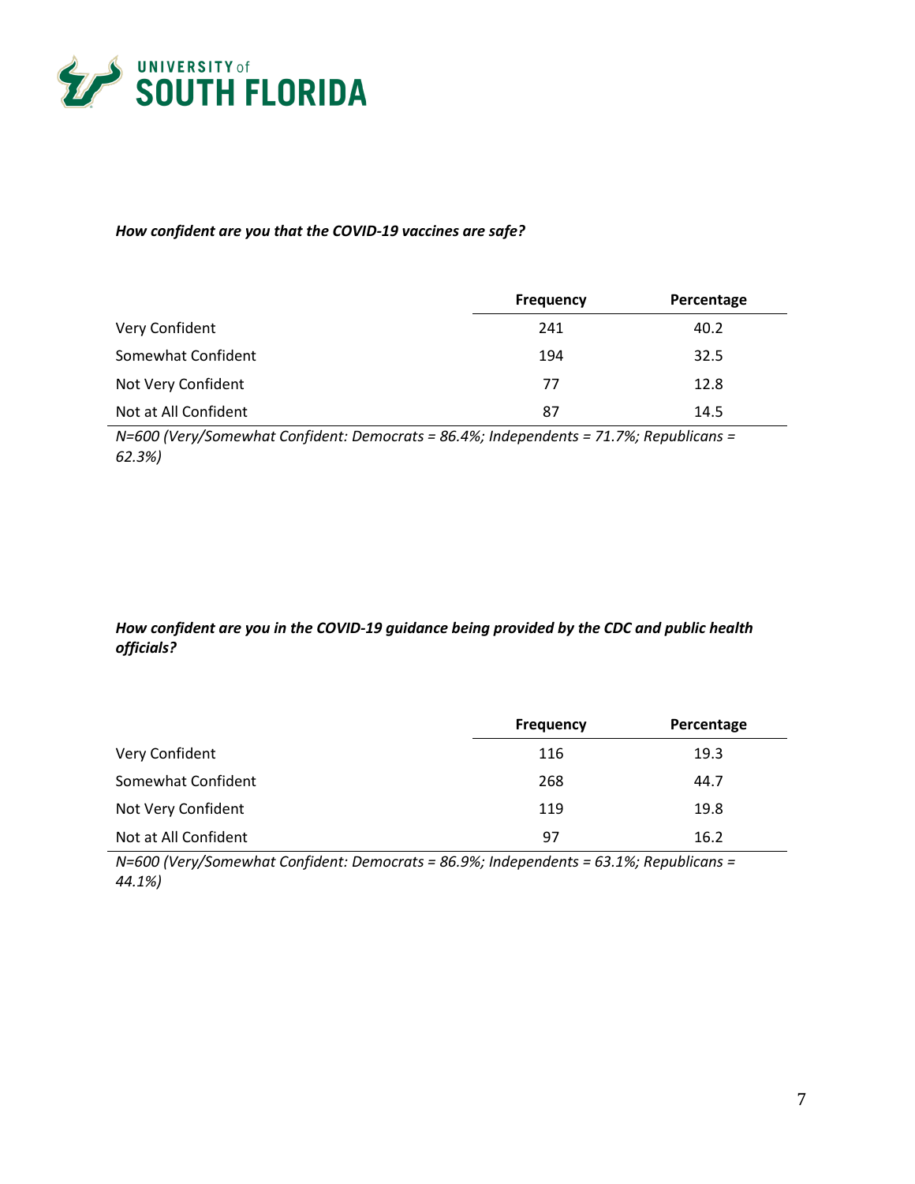*How confident are you that the COVID-19 vaccines are safe?*

| | Frequency | Percentage |
|---|---|---|
| Very Confident | 241 | 40.2 |
| Somewhat Confident | 194 | 32.5 |
| Not Very Confident | 77 | 12.8 |
| Not at All Confident | 87 | 14.5 |

*N=600 (Very/Somewhat Confident: Democrats = 86.4%; Independents = 71.7%; Republicans = 62.3%)*

*How confident are you in the COVID-19 guidance being provided by the CDC and public health officials?*

| | Frequency | Percentage |
|---|---|---|
| Very Confident | 116 | 19.3 |
| Somewhat Confident | 268 | 44.7 |
| Not Very Confident | 119 | 19.8 |
| Not at All Confident | 97 | 16.2 |

*N=600 (Very/Somewhat Confident: Democrats = 86.9%; Independents = 63.1%; Republicans = 44.1%)*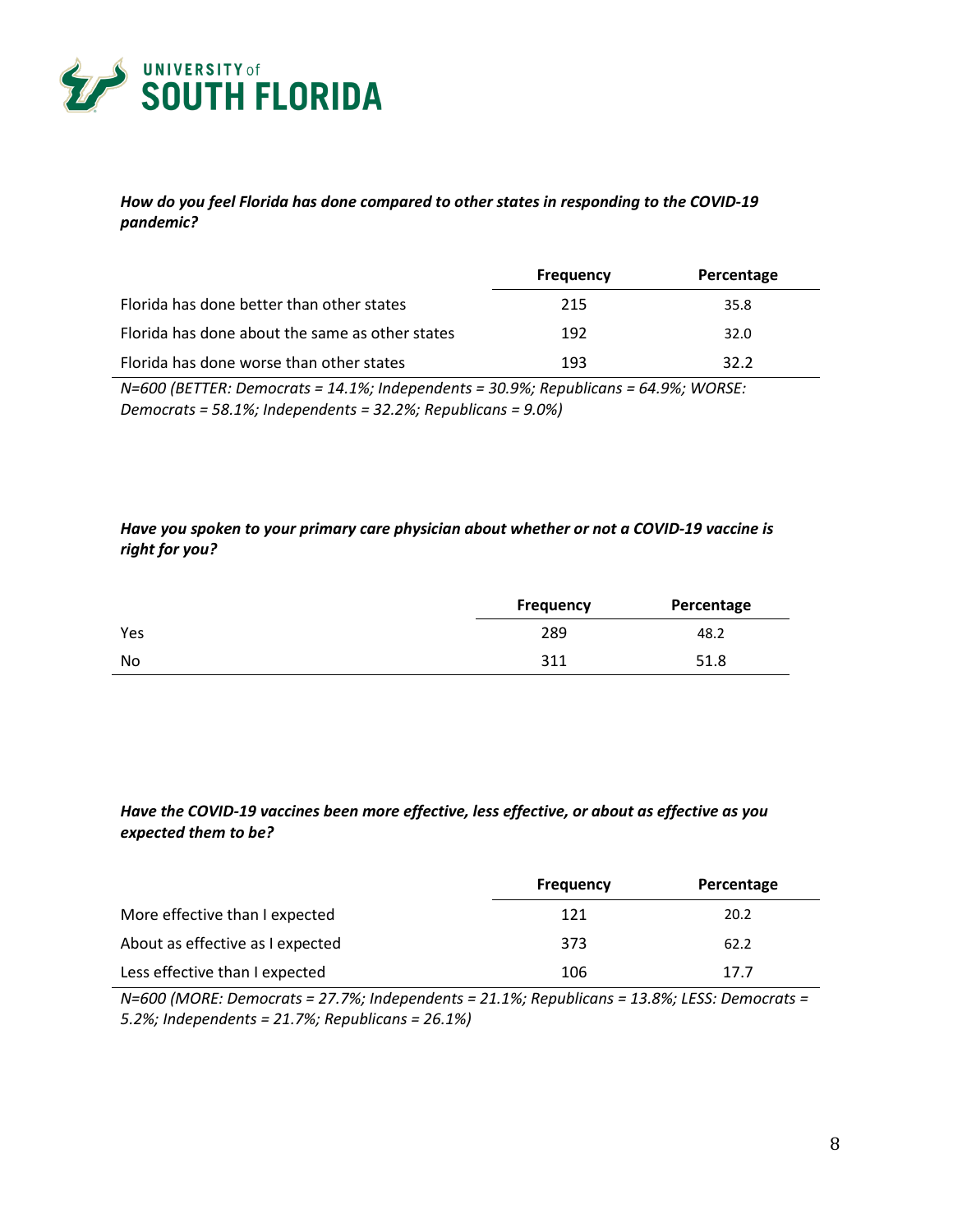***How do you feel Florida has done compared to other states in responding to the COVID-19 pandemic?***

| | Frequency | Percentage |
|---|---|---|
| Florida has done better than other states | 215 | 35.8 |
| Florida has done about the same as other states | 192 | 32.0 |
| Florida has done worse than other states | 193 | 32.2 |

*N=600 (BETTER: Democrats = 14.1%; Independents = 30.9%; Republicans = 64.9%; WORSE: Democrats = 58.1%; Independents = 32.2%; Republicans = 9.0%)*

***Have you spoken to your primary care physician about whether or not a COVID-19 vaccine is right for you?***

| | Frequency | Percentage |
|---|---|---|
| Yes | 289 | 48.2 |
| No | 311 | 51.8 |

***Have the COVID-19 vaccines been more effective, less effective, or about as effective as you expected them to be?***

| | Frequency | Percentage |
|---|---|---|
| More effective than I expected | 121 | 20.2 |
| About as effective as I expected | 373 | 62.2 |
| Less effective than I expected | 106 | 17.7 |

*N=600 (MORE: Democrats = 27.7%; Independents = 21.1%; Republicans = 13.8%; LESS: Democrats = 5.2%; Independents = 21.7%; Republicans = 26.1%)*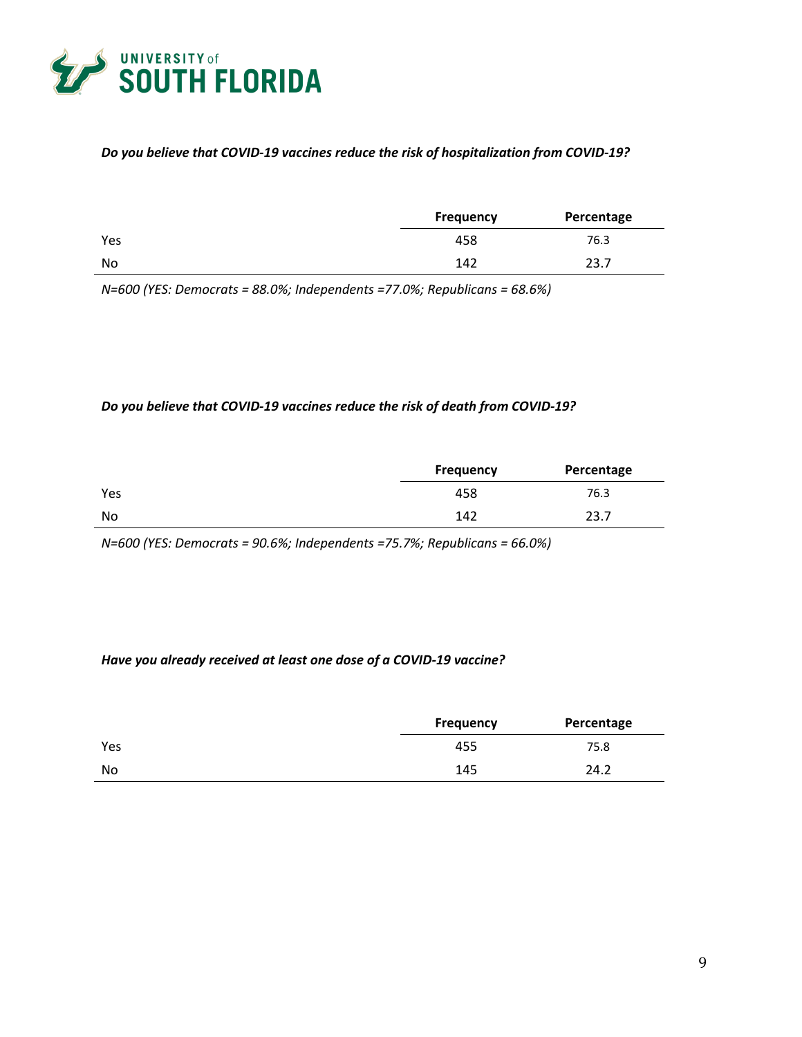***Do you believe that COVID-19 vaccines reduce the risk of hospitalization from COVID-19?***

| | Frequency | Percentage |
|---|---|---|
| Yes | 458 | 76.3 |
| No | 142 | 23.7 |

*N=600 (YES: Democrats = 88.0%; Independents =77.0%; Republicans = 68.6%)*

***Do you believe that COVID-19 vaccines reduce the risk of death from COVID-19?***

| | Frequency | Percentage |
|---|---|---|
| Yes | 458 | 76.3 |
| No | 142 | 23.7 |

*N=600 (YES: Democrats = 90.6%; Independents =75.7%; Republicans = 66.0%)*

***Have you already received at least one dose of a COVID-19 vaccine?***

| | Frequency | Percentage |
|---|---|---|
| Yes | 455 | 75.8 |
| No | 145 | 24.2 |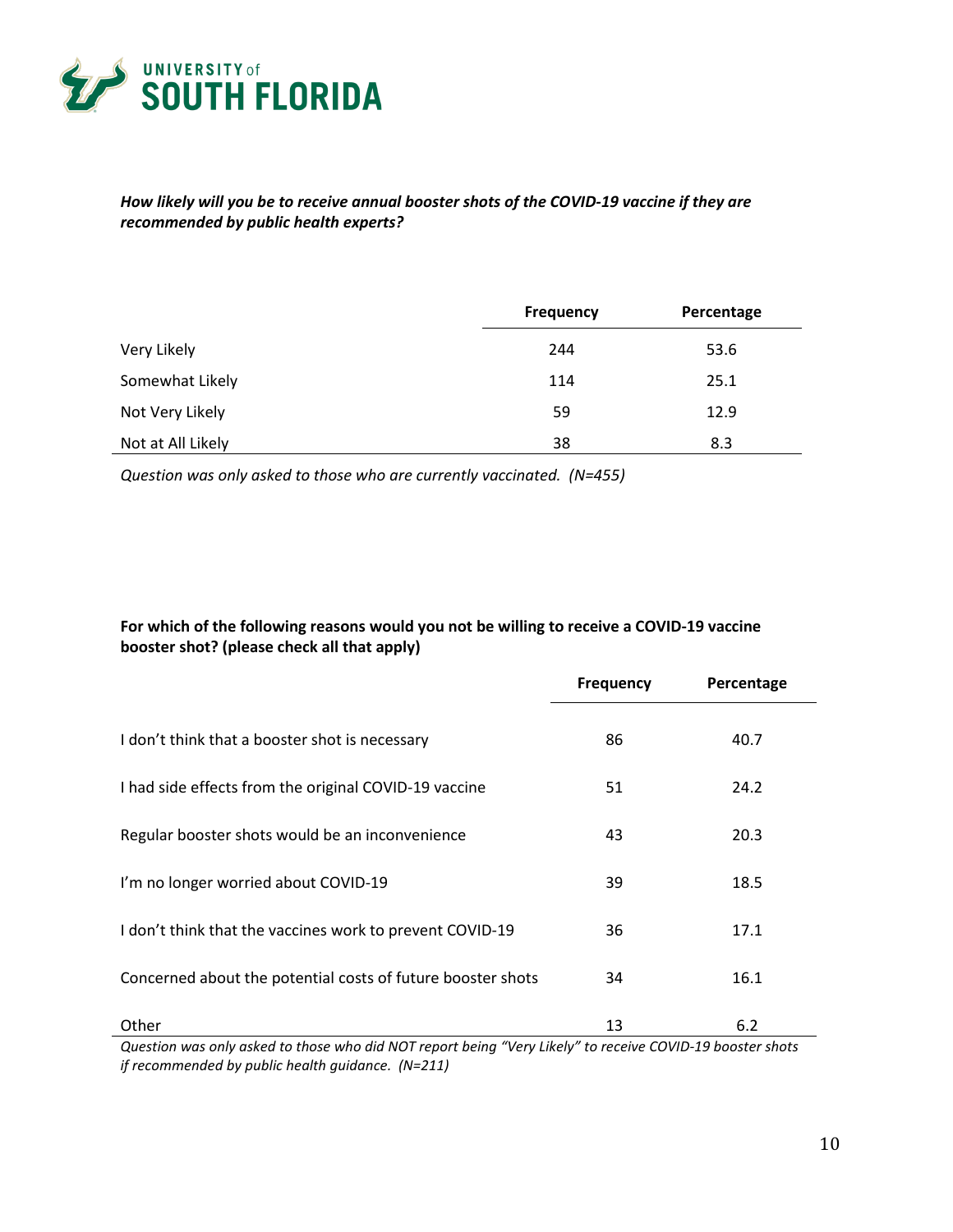***How likely will you be to receive annual booster shots of the COVID-19 vaccine if they are recommended by public health experts?***

| | Frequency | Percentage |
|---|---|---|
| Very Likely | 244 | 53.6 |
| Somewhat Likely | 114 | 25.1 |
| Not Very Likely | 59 | 12.9 |
| Not at All Likely | 38 | 8.3 |

*Question was only asked to those who are currently vaccinated. (N=455)*

**For which of the following reasons would you not be willing to receive a COVID-19 vaccine booster shot? (please check all that apply)**

| | Frequency | Percentage |
|---|---|---|
| I don't think that a booster shot is necessary | 86 | 40.7 |
| I had side effects from the original COVID-19 vaccine | 51 | 24.2 |
| Regular booster shots would be an inconvenience | 43 | 20.3 |
| I'm no longer worried about COVID-19 | 39 | 18.5 |
| I don't think that the vaccines work to prevent COVID-19 | 36 | 17.1 |
| Concerned about the potential costs of future booster shots | 34 | 16.1 |
| Other | 13 | 6.2 |

*Question was only asked to those who did NOT report being "Very Likely" to receive COVID-19 booster shots if recommended by public health guidance. (N=211)*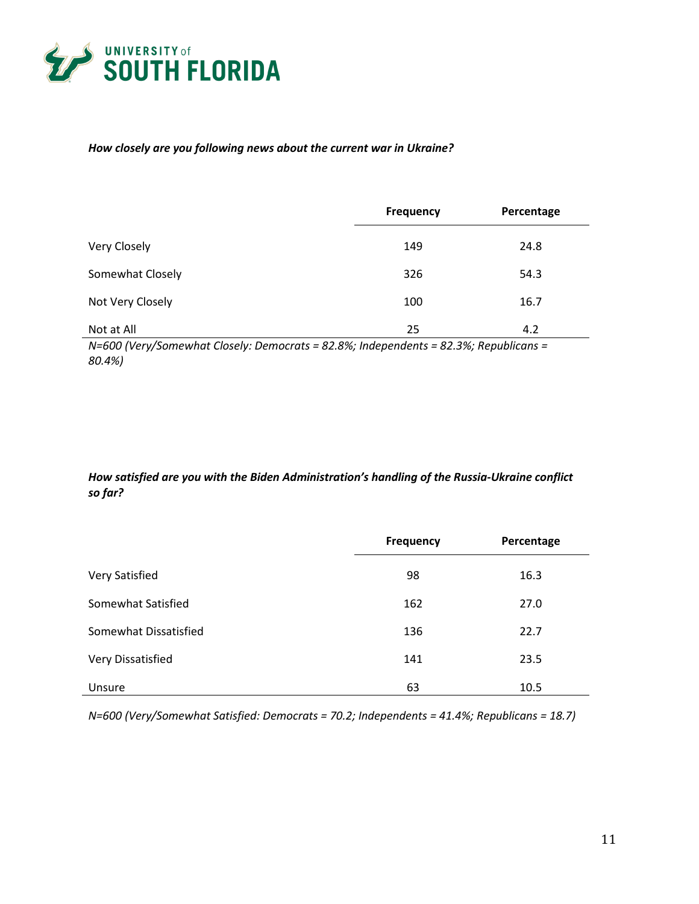***How closely are you following news about the current war in Ukraine?***

| | Frequency | Percentage |
|---|---|---|
| Very Closely | 149 | 24.8 |
| Somewhat Closely | 326 | 54.3 |
| Not Very Closely | 100 | 16.7 |
| Not at All | 25 | 4.2 |

*N=600 (Very/Somewhat Closely: Democrats = 82.8%; Independents = 82.3%; Republicans = 80.4%)*

***How satisfied are you with the Biden Administration's handling of the Russia-Ukraine conflict so far?***

| | Frequency | Percentage |
|---|---|---|
| Very Satisfied | 98 | 16.3 |
| Somewhat Satisfied | 162 | 27.0 |
| Somewhat Dissatisfied | 136 | 22.7 |
| Very Dissatisfied | 141 | 23.5 |
| Unsure | 63 | 10.5 |

*N=600 (Very/Somewhat Satisfied: Democrats = 70.2; Independents = 41.4%; Republicans = 18.7)*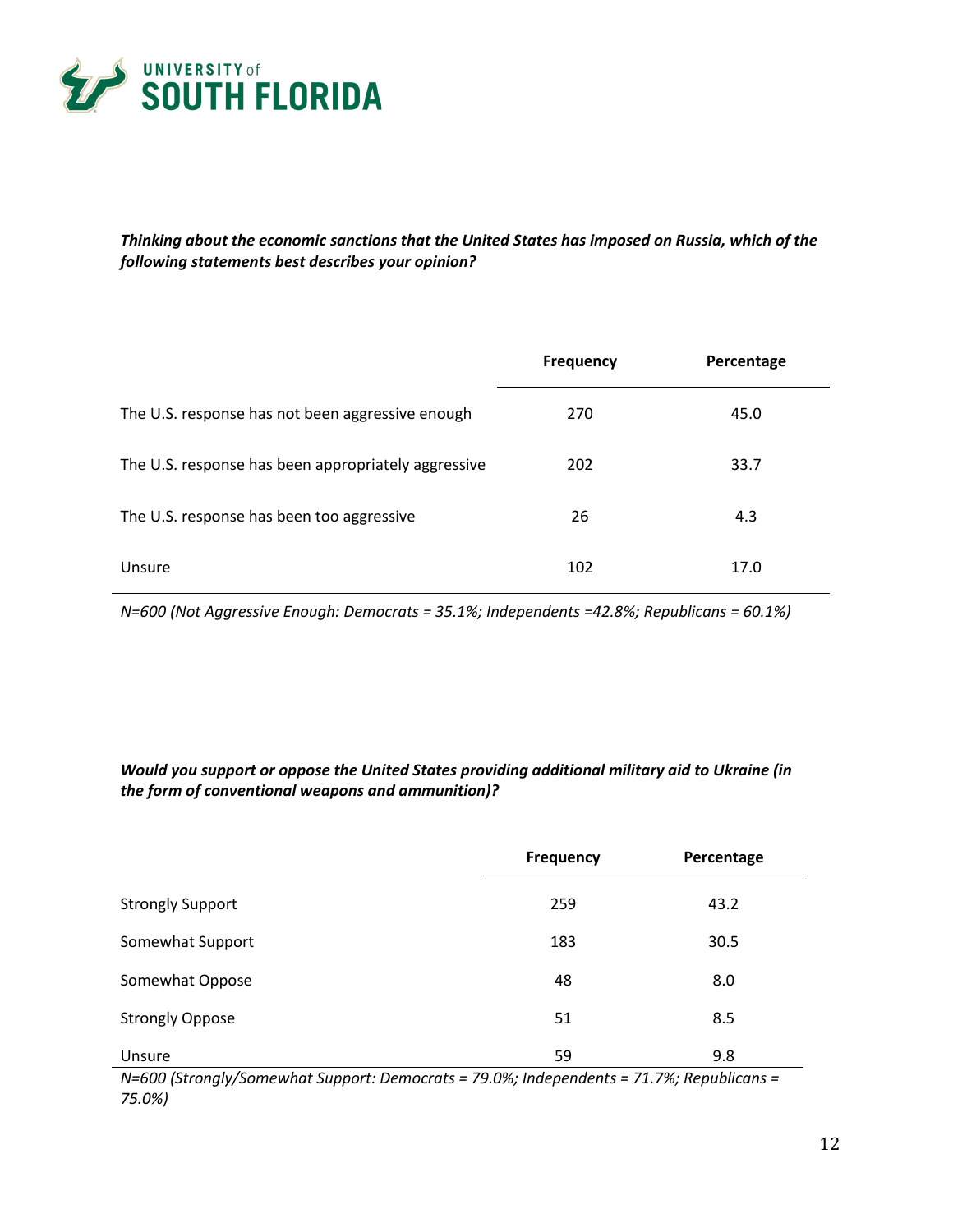***Thinking about the economic sanctions that the United States has imposed on Russia, which of the following statements best describes your opinion?***

| | Frequency | Percentage |
|---|---|---|
| The U.S. response has not been aggressive enough | 270 | 45.0 |
| The U.S. response has been appropriately aggressive | 202 | 33.7 |
| The U.S. response has been too aggressive | 26 | 4.3 |
| Unsure | 102 | 17.0 |

*N=600 (Not Aggressive Enough: Democrats = 35.1%; Independents =42.8%; Republicans = 60.1%)*

***Would you support or oppose the United States providing additional military aid to Ukraine (in the form of conventional weapons and ammunition)?***

| | Frequency | Percentage |
|---|---|---|
| Strongly Support | 259 | 43.2 |
| Somewhat Support | 183 | 30.5 |
| Somewhat Oppose | 48 | 8.0 |
| Strongly Oppose | 51 | 8.5 |
| Unsure | 59 | 9.8 |

*N=600 (Strongly/Somewhat Support: Democrats = 79.0%; Independents = 71.7%; Republicans = 75.0%)*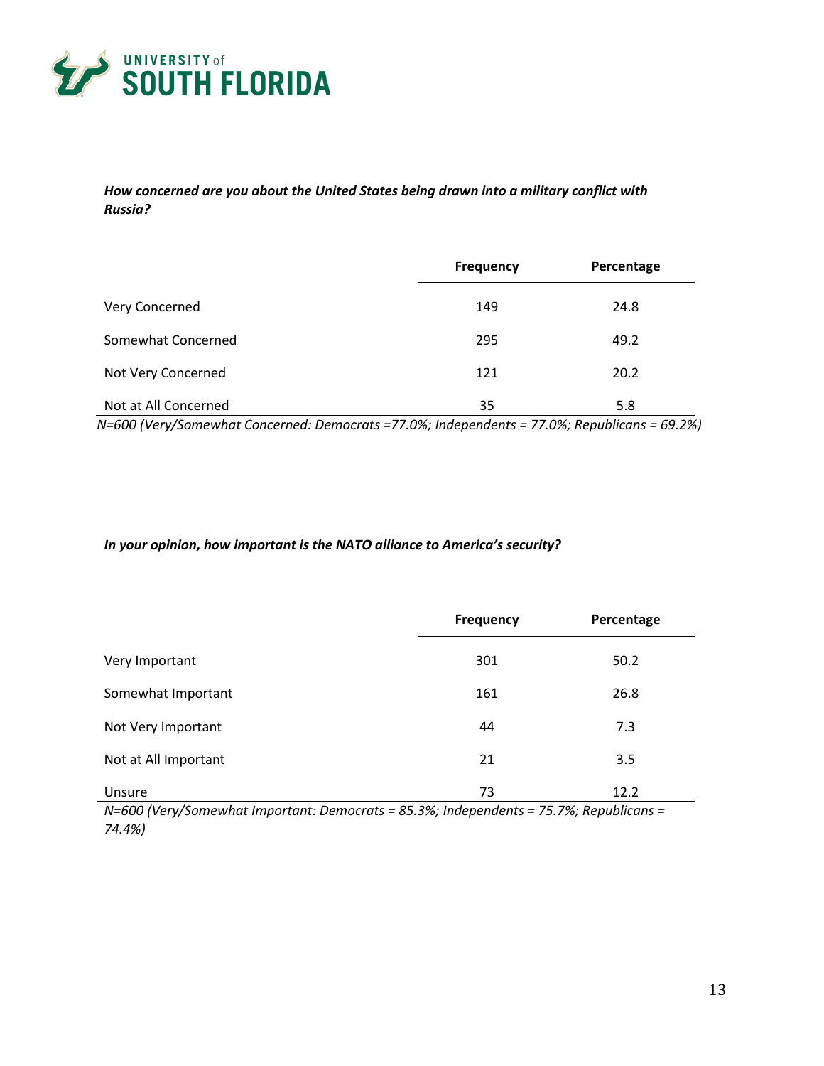*How concerned are you about the United States being drawn into a military conflict with Russia?*

| | Frequency | Percentage |
|---|---|---|
| Very Concerned | 149 | 24.8 |
| Somewhat Concerned | 295 | 49.2 |
| Not Very Concerned | 121 | 20.2 |
| Not at All Concerned | 35 | 5.8 |

*N=600 (Very/Somewhat Concerned: Democrats =77.0%; Independents = 77.0%; Republicans = 69.2%)*

*In your opinion, how important is the NATO alliance to America's security?*

| | Frequency | Percentage |
|---|---|---|
| Very Important | 301 | 50.2 |
| Somewhat Important | 161 | 26.8 |
| Not Very Important | 44 | 7.3 |
| Not at All Important | 21 | 3.5 |
| Unsure | 73 | 12.2 |

*N=600 (Very/Somewhat Important: Democrats = 85.3%; Independents = 75.7%; Republicans = 74.4%)*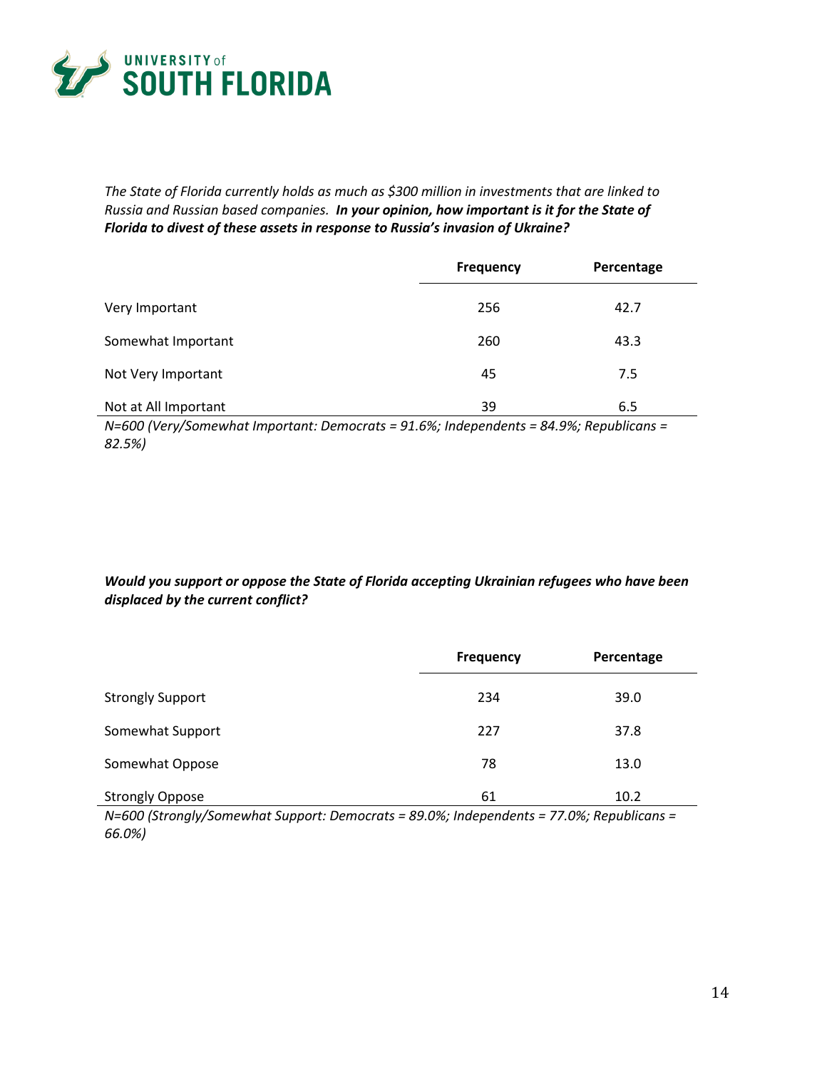*The State of Florida currently holds as much as $300 million in investments that are linked to Russia and Russian based companies.* ***In your opinion, how important is it for the State of Florida to divest of these assets in response to Russia's invasion of Ukraine?***

| | Frequency | Percentage |
|---|---|---|
| Very Important | 256 | 42.7 |
| Somewhat Important | 260 | 43.3 |
| Not Very Important | 45 | 7.5 |
| Not at All Important | 39 | 6.5 |

*N=600 (Very/Somewhat Important: Democrats = 91.6%; Independents = 84.9%; Republicans = 82.5%)*

***Would you support or oppose the State of Florida accepting Ukrainian refugees who have been displaced by the current conflict?***

| | Frequency | Percentage |
|---|---|---|
| Strongly Support | 234 | 39.0 |
| Somewhat Support | 227 | 37.8 |
| Somewhat Oppose | 78 | 13.0 |
| Strongly Oppose | 61 | 10.2 |

*N=600 (Strongly/Somewhat Support: Democrats = 89.0%; Independents = 77.0%; Republicans = 66.0%)*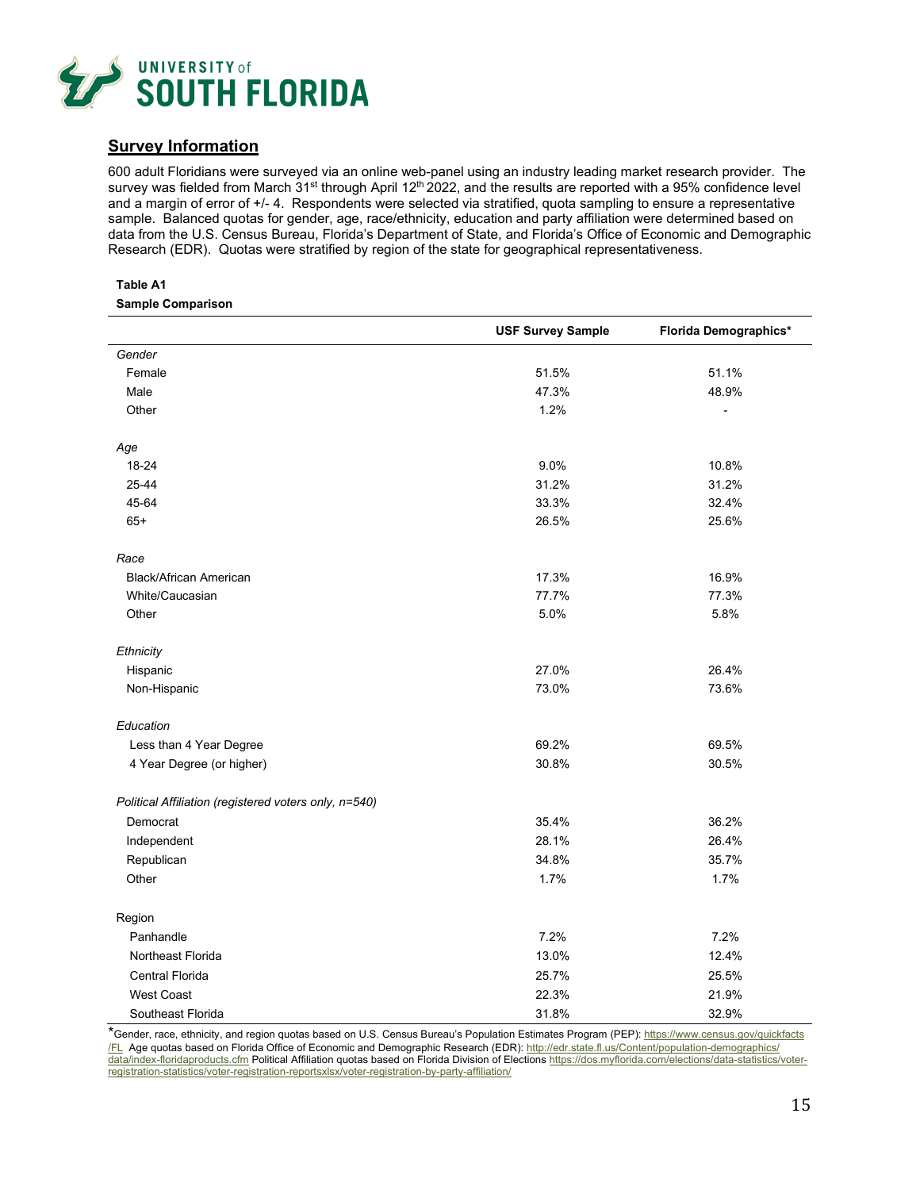**UNIVERSITY of SOUTH FLORIDA**

## Survey Information

600 adult Floridians were surveyed via an online web-panel using an industry leading market research provider. The survey was fielded from March 31st through April 12th 2022, and the results are reported with a 95% confidence level and a margin of error of +/- 4. Respondents were selected via stratified, quota sampling to ensure a representative sample. Balanced quotas for gender, age, race/ethnicity, education and party affiliation were determined based on data from the U.S. Census Bureau, Florida's Department of State, and Florida's Office of Economic and Demographic Research (EDR). Quotas were stratified by region of the state for geographical representativeness.

**Table A1**

**Sample Comparison**

| | USF Survey Sample | Florida Demographics* |
|---|---|---|
| *Gender* | | |
| Female | 51.5% | 51.1% |
| Male | 47.3% | 48.9% |
| Other | 1.2% | - |
| *Age* | | |
| 18-24 | 9.0% | 10.8% |
| 25-44 | 31.2% | 31.2% |
| 45-64 | 33.3% | 32.4% |
| 65+ | 26.5% | 25.6% |
| *Race* | | |
| Black/African American | 17.3% | 16.9% |
| White/Caucasian | 77.7% | 77.3% |
| Other | 5.0% | 5.8% |
| *Ethnicity* | | |
| Hispanic | 27.0% | 26.4% |
| Non-Hispanic | 73.0% | 73.6% |
| *Education* | | |
| Less than 4 Year Degree | 69.2% | 69.5% |
| 4 Year Degree (or higher) | 30.8% | 30.5% |
| *Political Affiliation (registered voters only, n=540)* | | |
| Democrat | 35.4% | 36.2% |
| Independent | 28.1% | 26.4% |
| Republican | 34.8% | 35.7% |
| Other | 1.7% | 1.7% |
| Region | | |
| Panhandle | 7.2% | 7.2% |
| Northeast Florida | 13.0% | 12.4% |
| Central Florida | 25.7% | 25.5% |
| West Coast | 22.3% | 21.9% |
| Southeast Florida | 31.8% | 32.9% |

*Gender, race, ethnicity, and region quotas based on U.S. Census Bureau's Population Estimates Program (PEP): https://www.census.gov/quickfacts/FL Age quotas based on Florida Office of Economic and Demographic Research (EDR): http://edr.state.fl.us/Content/population-demographics/data/index-floridaproducts.cfm Political Affiliation quotas based on Florida Division of Elections https://dos.myflorida.com/elections/data-statistics/voter-registration-statistics/voter-registration-reportsxlsx/voter-registration-by-party-affiliation/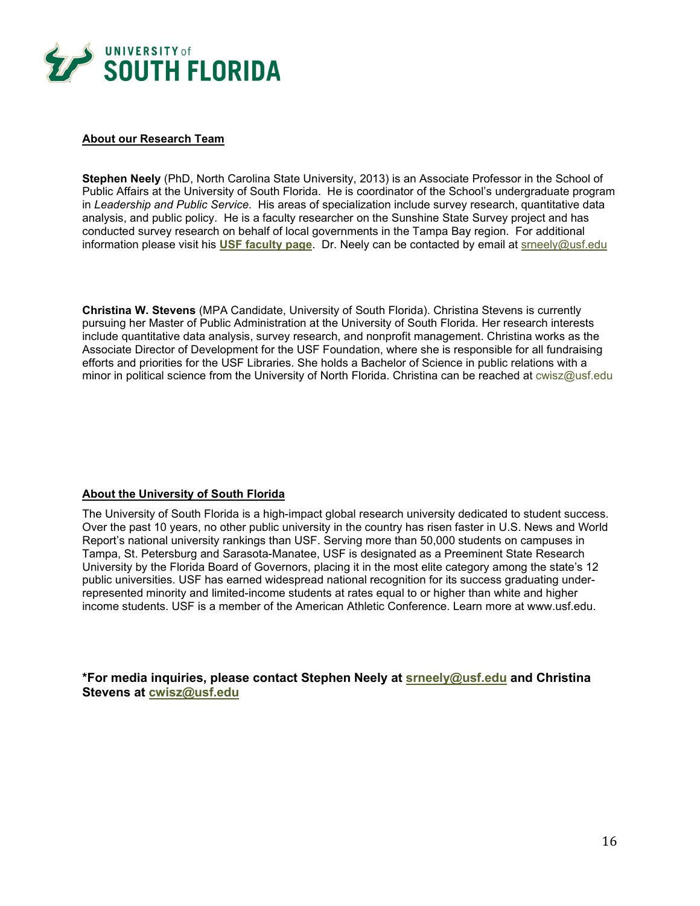UNIVERSITY of SOUTH FLORIDA

## About our Research Team

**Stephen Neely** (PhD, North Carolina State University, 2013) is an Associate Professor in the School of Public Affairs at the University of South Florida. He is coordinator of the School's undergraduate program in *Leadership and Public Service*. His areas of specialization include survey research, quantitative data analysis, and public policy. He is a faculty researcher on the Sunshine State Survey project and has conducted survey research on behalf of local governments in the Tampa Bay region. For additional information please visit his **USF faculty page**. Dr. Neely can be contacted by email at srneely@usf.edu

**Christina W. Stevens** (MPA Candidate, University of South Florida). Christina Stevens is currently pursuing her Master of Public Administration at the University of South Florida. Her research interests include quantitative data analysis, survey research, and nonprofit management. Christina works as the Associate Director of Development for the USF Foundation, where she is responsible for all fundraising efforts and priorities for the USF Libraries. She holds a Bachelor of Science in public relations with a minor in political science from the University of North Florida. Christina can be reached at cwisz@usf.edu

## About the University of South Florida

The University of South Florida is a high-impact global research university dedicated to student success. Over the past 10 years, no other public university in the country has risen faster in U.S. News and World Report's national university rankings than USF. Serving more than 50,000 students on campuses in Tampa, St. Petersburg and Sarasota-Manatee, USF is designated as a Preeminent State Research University by the Florida Board of Governors, placing it in the most elite category among the state's 12 public universities. USF has earned widespread national recognition for its success graduating under-represented minority and limited-income students at rates equal to or higher than white and higher income students. USF is a member of the American Athletic Conference. Learn more at www.usf.edu.

**\*For media inquiries, please contact Stephen Neely at srneely@usf.edu and Christina Stevens at cwisz@usf.edu**